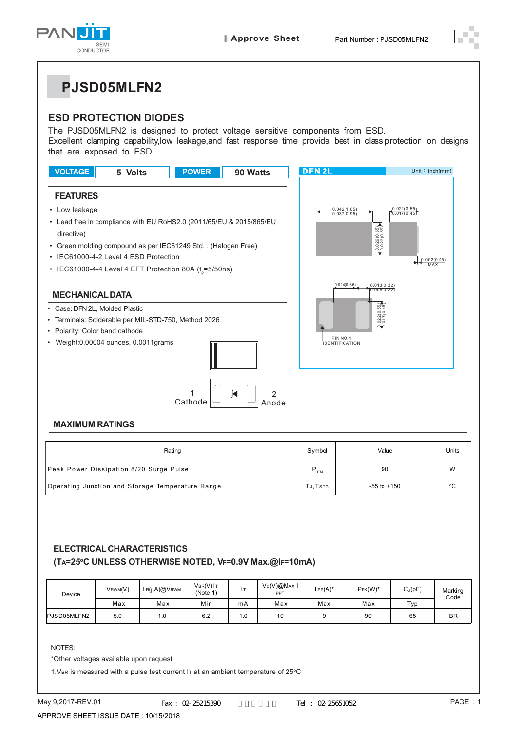# PJSD05MLFN2

## ESD PROTECTION DIODES

The PJSD05MLFN2 is designed to protect voltage sensitive components from ESD. Excellent clamping capability,low leakage,and fast response time provide best in class protection on designs that are exposed to ESD.

| VOLTAGE | 5 Volts | POWER | 90 Watts |
|---|---|---|---|

DFN 2L — Unit：inch(mm)

0.042(1.05) 0.037(0.95)
0.022(0.55) 0.017(0.45)
0.026(0.65) 0.022(0.55)
0.002(0.05) MAX.
0.014(0.36)
0.013(0.32) 0.008(0.22)
0.022(0.55) 0.017(0.45)
PIN NO.1 IDENTIFICATION

### FEATURES

- Low leakage
- Lead free in compliance with EU RoHS2.0 (2011/65/EU & 2015/865/EU directive)
- Green molding compound as per IEC61249 Std. . (Halogen Free)
- IEC61000-4-2 Level 4 ESD Protection
- IEC61000-4-4 Level 4 EFT Protection 80A ($t_p$=5/50ns)

### MECHANICAL DATA

- Case: DFN 2L, Molded Plastic
- Terminals: Solderable per MIL-STD-750, Method 2026
- Polarity: Color band cathode
- Weight:0.00004 ounces, 0.0011grams

1 Cathode 2 Anode

### MAXIMUM RATINGS

| Rating | Symbol | Value | Units |
|---|---|---|---|
| Peak Power Dissipation 8/20 Surge Pulse | $P_{PM}$ | 90 | W |
| Operating Junction and Storage Temperature Range | $T_J, T_{STG}$ | -55 to +150 | °C |

### ELECTRICAL CHARACTERISTICS

**($T_A$=25°C UNLESS OTHERWISE NOTED, $V_F$=0.9V Max.@$I_F$=10mA)**

| Device | $V_{RWM}$(V) | $I_R$(μA)@$V_{RWM}$ | $V_{BR}$(V)$I_T$ (Note 1) | $I_T$ | $V_C$(V)@Max $I_{PP}$* | $I_{PP}$(A)* | $P_{PK}$(W)* | $C_J$(pF) | Marking Code |
|---|---|---|---|---|---|---|---|---|---|
| | Max | Max | Min | mA | Max | Max | Max | Typ | |
| PJSD05MLFN2 | 5.0 | 1.0 | 6.2 | 1.0 | 10 | 9 | 90 | 65 | BR |

NOTES:

*Other voltages available upon request

1.$V_{BR}$ is measured with a pulse test current $I_T$ at an ambient temperature of 25°C

May 9,2017-REV.01　Fax：02-25215390　Tel：02-25651052

APPROVE SHEET ISSUE DATE : 10/15/2018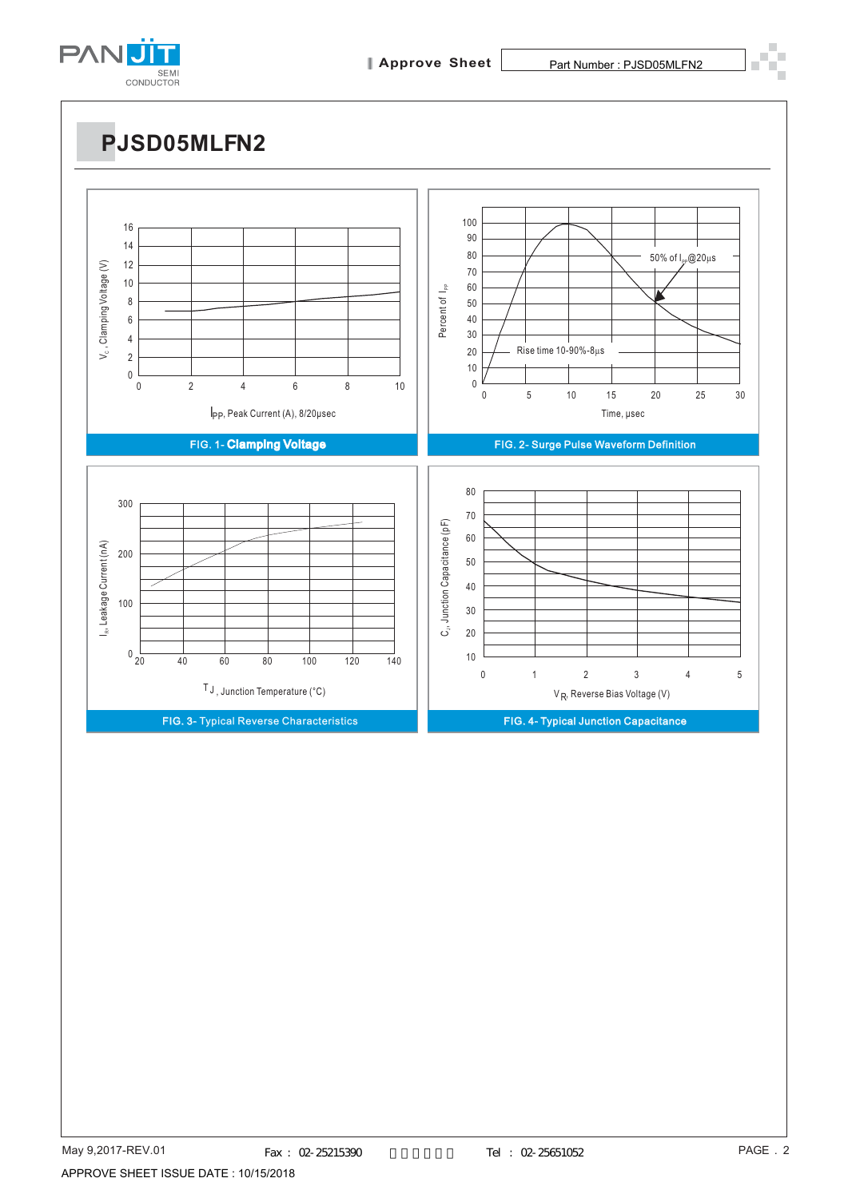# PJSD05MLFN2

16
14
12
10
8
6
4
2
0

0 2 4 6 8 10

$V_C$, Clamping Voltage (V)

$I_{PP}$, Peak Current (A), 8/20μsec

FIG. 1- **Clamping Voltage**

100
90
80
70
60
50
40
30
20
10
0

0 5 10 15 20 25 30

Percent of $I_{PP}$

50% of $I_{PP}$@20μs

Rise time 10-90%-8μs

Time, μsec

FIG. 2- Surge Pulse Waveform Definition

300
200
100
0

20 40 60 80 100 120 140

$I_R$, Leakage Current (nA)

$T_J$, Junction Temperature (°C)

FIG. 3- Typical Reverse Characteristics

80
70
60
50
40
30
20
10

0 1 2 3 4 5

$C_J$, Junction Capacitance (pF)

$V_R$, Reverse Bias Voltage (V)

FIG. 4- Typical Junction Capacitance

May 9,2017-REV.01

Fax : 02-25215390

Tel : 02-25651052

APPROVE SHEET ISSUE DATE : 10/15/2018